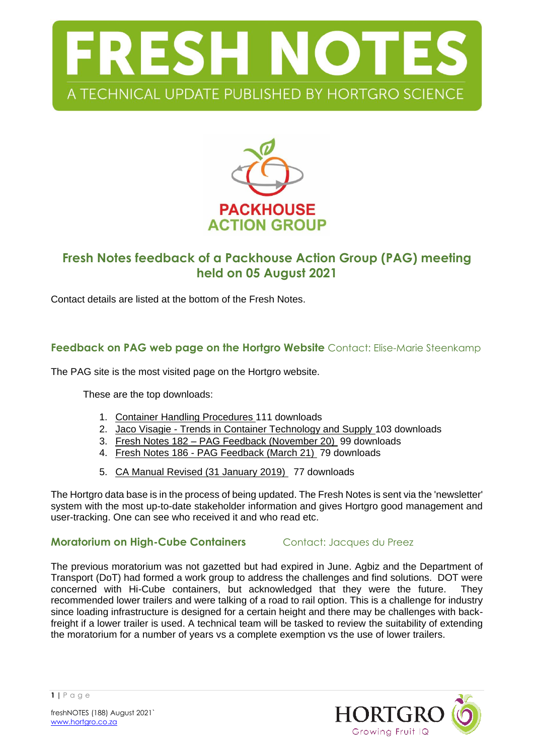# FRESH NOTES

A TECHNICAL UPDATE PUBLISHED BY HORTGRO SCIENCE

PACKHOUSE ACTION GROUP

## Fresh Notes feedback of a Packhouse Action Group (PAG) meeting held on 05 August 2021

Contact details are listed at the bottom of the Fresh Notes.

### Feedback on PAG web page on the Hortgro Website Contact: Elise-Marie Steenkamp

The PAG site is the most visited page on the Hortgro website.

These are the top downloads:

1. Container Handling Procedures 111 downloads
2. Jaco Visagie - Trends in Container Technology and Supply 103 downloads
3. Fresh Notes 182 – PAG Feedback (November 20) 99 downloads
4. Fresh Notes 186 - PAG Feedback (March 21) 79 downloads
5. CA Manual Revised (31 January 2019) 77 downloads

The Hortgro data base is in the process of being updated. The Fresh Notes is sent via the 'newsletter' system with the most up-to-date stakeholder information and gives Hortgro good management and user-tracking. One can see who received it and who read etc.

### Moratorium on High-Cube Containers Contact: Jacques du Preez

The previous moratorium was not gazetted but had expired in June. Agbiz and the Department of Transport (DoT) had formed a work group to address the challenges and find solutions. DOT were concerned with Hi-Cube containers, but acknowledged that they were the future. They recommended lower trailers and were talking of a road to rail option. This is a challenge for industry since loading infrastructure is designed for a certain height and there may be challenges with back-freight if a lower trailer is used. A technical team will be tasked to review the suitability of extending the moratorium for a number of years vs a complete exemption vs the use of lower trailers.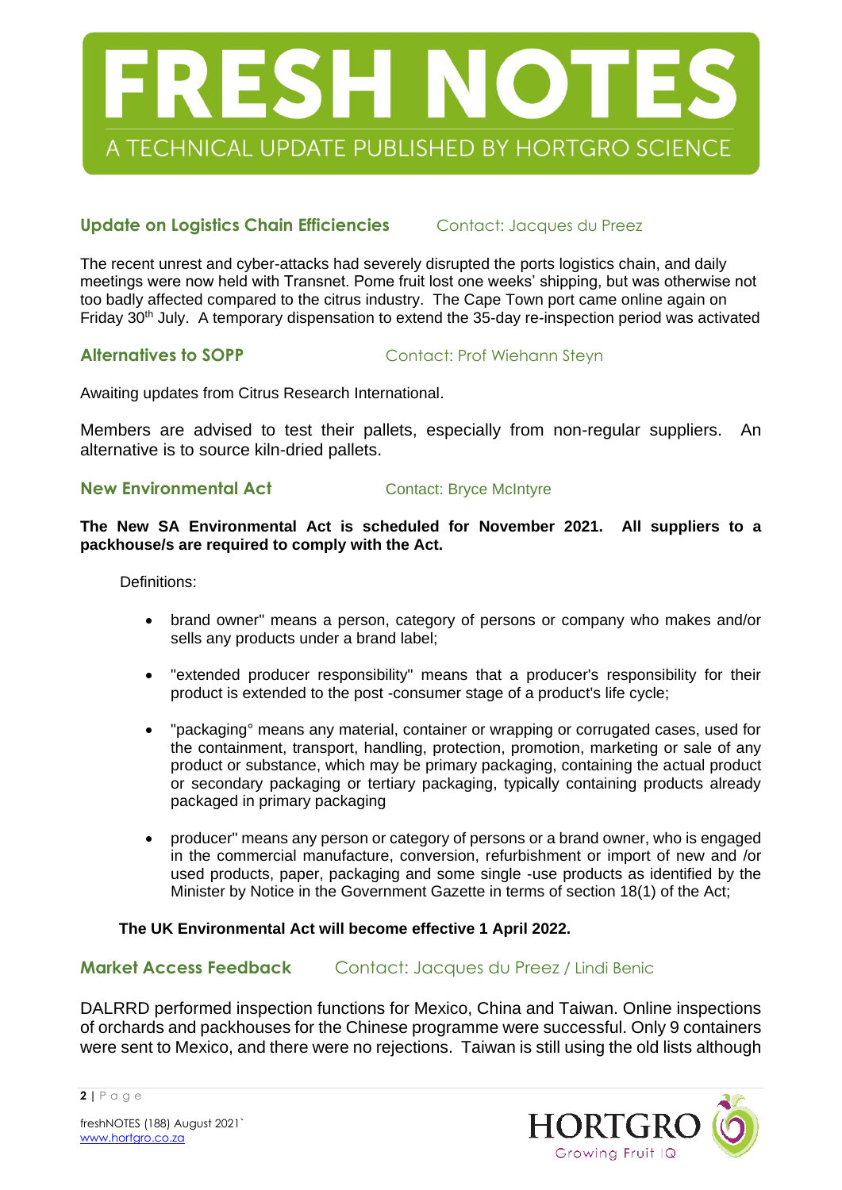# FRESH NOTES

A TECHNICAL UPDATE PUBLISHED BY HORTGRO SCIENCE

## Update on Logistics Chain Efficiencies    Contact: Jacques du Preez

The recent unrest and cyber-attacks had severely disrupted the ports logistics chain, and daily meetings were now held with Transnet. Pome fruit lost one weeks' shipping, but was otherwise not too badly affected compared to the citrus industry. The Cape Town port came online again on Friday 30th July. A temporary dispensation to extend the 35-day re-inspection period was activated

## Alternatives to SOPP    Contact: Prof Wiehann Steyn

Awaiting updates from Citrus Research International.

Members are advised to test their pallets, especially from non-regular suppliers. An alternative is to source kiln-dried pallets.

## New Environmental Act    Contact: Bryce McIntyre

**The New SA Environmental Act is scheduled for November 2021. All suppliers to a packhouse/s are required to comply with the Act.**

Definitions:

- brand owner" means a person, category of persons or company who makes and/or sells any products under a brand label;
- "extended producer responsibility" means that a producer's responsibility for their product is extended to the post -consumer stage of a product's life cycle;
- "packaging° means any material, container or wrapping or corrugated cases, used for the containment, transport, handling, protection, promotion, marketing or sale of any product or substance, which may be primary packaging, containing the actual product or secondary packaging or tertiary packaging, typically containing products already packaged in primary packaging
- producer" means any person or category of persons or a brand owner, who is engaged in the commercial manufacture, conversion, refurbishment or import of new and /or used products, paper, packaging and some single -use products as identified by the Minister by Notice in the Government Gazette in terms of section 18(1) of the Act;

**The UK Environmental Act will become effective 1 April 2022.**

## Market Access Feedback    Contact: Jacques du Preez / Lindi Benic

DALRRD performed inspection functions for Mexico, China and Taiwan. Online inspections of orchards and packhouses for the Chinese programme were successful. Only 9 containers were sent to Mexico, and there were no rejections. Taiwan is still using the old lists although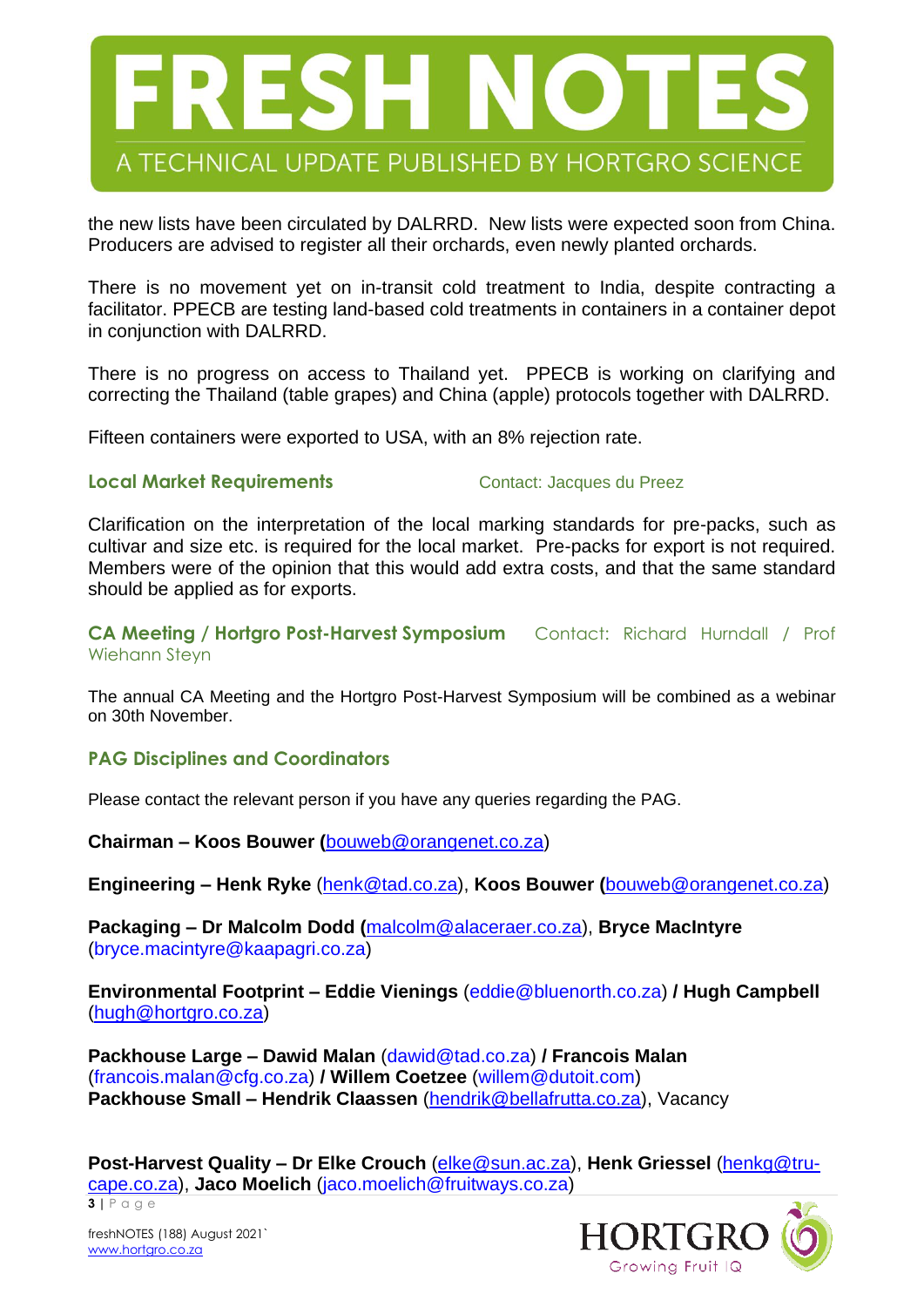the new lists have been circulated by DALRRD. New lists were expected soon from China. Producers are advised to register all their orchards, even newly planted orchards.

There is no movement yet on in-transit cold treatment to India, despite contracting a facilitator. PPECB are testing land-based cold treatments in containers in a container depot in conjunction with DALRRD.

There is no progress on access to Thailand yet. PPECB is working on clarifying and correcting the Thailand (table grapes) and China (apple) protocols together with DALRRD.

Fifteen containers were exported to USA, with an 8% rejection rate.

### Local Market Requirements

Contact: Jacques du Preez

Clarification on the interpretation of the local marking standards for pre-packs, such as cultivar and size etc. is required for the local market. Pre-packs for export is not required. Members were of the opinion that this would add extra costs, and that the same standard should be applied as for exports.

### CA Meeting / Hortgro Post-Harvest Symposium

Contact: Richard Hurndall / Prof Wiehann Steyn

The annual CA Meeting and the Hortgro Post-Harvest Symposium will be combined as a webinar on 30th November.

### PAG Disciplines and Coordinators

Please contact the relevant person if you have any queries regarding the PAG.

**Chairman – Koos Bouwer (**bouweb@orangenet.co.za)

**Engineering – Henk Ryke** (henk@tad.co.za), **Koos Bouwer (**bouweb@orangenet.co.za)

**Packaging – Dr Malcolm Dodd (**malcolm@alaceraer.co.za), **Bryce MacIntyre** (bryce.macintyre@kaapagri.co.za)

**Environmental Footprint – Eddie Vienings** (eddie@bluenorth.co.za) **/ Hugh Campbell** (hugh@hortgro.co.za)

**Packhouse Large – Dawid Malan** (dawid@tad.co.za) **/ Francois Malan** (francois.malan@cfg.co.za) **/ Willem Coetzee** (willem@dutoit.com)
**Packhouse Small – Hendrik Claassen** (hendrik@bellafrutta.co.za), Vacancy

**Post-Harvest Quality – Dr Elke Crouch** (elke@sun.ac.za), **Henk Griessel** (henkg@tru-cape.co.za), **Jaco Moelich** (jaco.moelich@fruitways.co.za)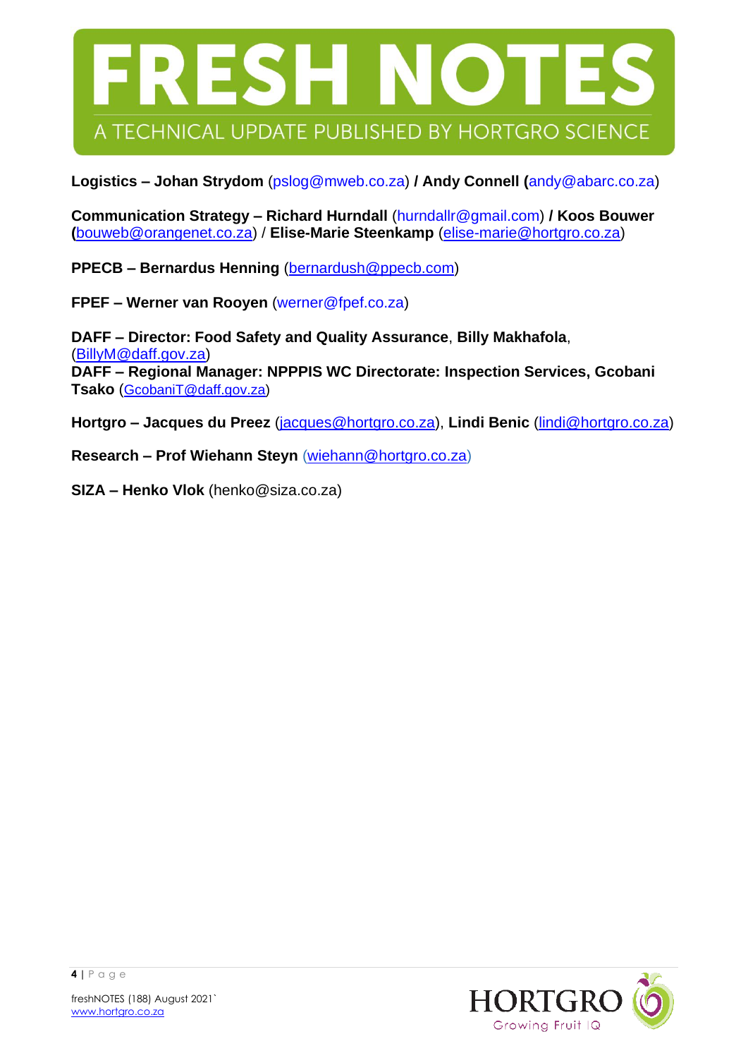**Logistics – Johan Strydom** (pslog@mweb.co.za) **/ Andy Connell (**andy@abarc.co.za)

**Communication Strategy – Richard Hurndall** (hurndallr@gmail.com) **/ Koos Bouwer (**bouweb@orangenet.co.za) / **Elise-Marie Steenkamp** (elise-marie@hortgro.co.za)

**PPECB – Bernardus Henning** (bernardush@ppecb.com)

**FPEF – Werner van Rooyen** (werner@fpef.co.za)

**DAFF – Director: Food Safety and Quality Assurance**, **Billy Makhafola**, (BillyM@daff.gov.za)
**DAFF – Regional Manager: NPPPIS WC Directorate: Inspection Services, Gcobani Tsako** (GcobaniT@daff.gov.za)

**Hortgro – Jacques du Preez** (jacques@hortgro.co.za), **Lindi Benic** (lindi@hortgro.co.za)

**Research – Prof Wiehann Steyn** (wiehann@hortgro.co.za)

**SIZA – Henko Vlok** (henko@siza.co.za)